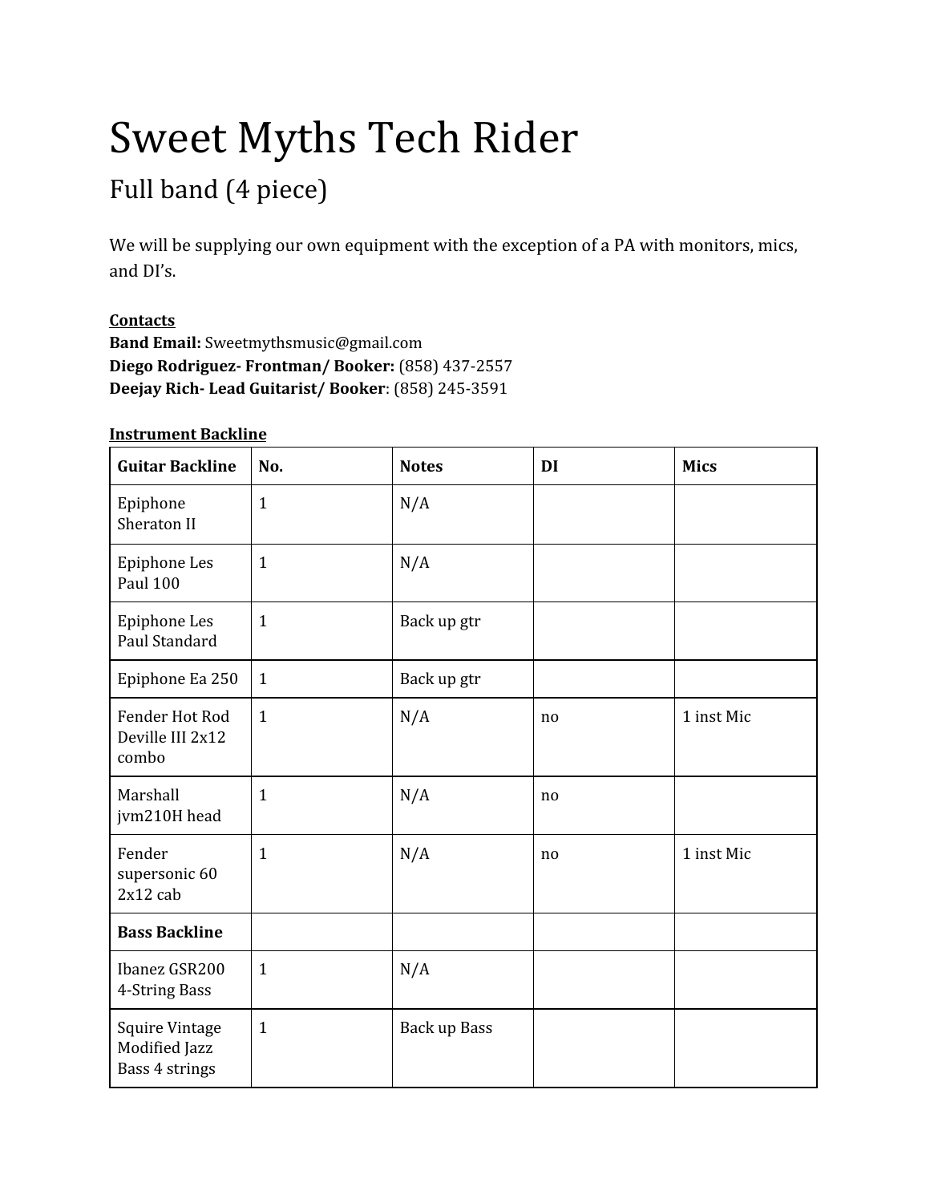# Sweet Myths Tech Rider

## Full band (4 piece)

We will be supplying our own equipment with the exception of a PA with monitors, mics, and DI's.

**Contacts**
**Band Email:** Sweetmythsmusic@gmail.com
**Diego Rodriguez- Frontman/ Booker:** (858) 437-2557
**Deejay Rich- Lead Guitarist/ Booker**: (858) 245-3591

**Instrument Backline**

| Guitar Backline | No. | Notes | DI | Mics |
|---|---|---|---|---|
| Epiphone Sheraton II | 1 | N/A | | |
| Epiphone Les Paul 100 | 1 | N/A | | |
| Epiphone Les Paul Standard | 1 | Back up gtr | | |
| Epiphone Ea 250 | 1 | Back up gtr | | |
| Fender Hot Rod Deville III 2x12 combo | 1 | N/A | no | 1 inst Mic |
| Marshall jvm210H head | 1 | N/A | no | |
| Fender supersonic 60 2x12 cab | 1 | N/A | no | 1 inst Mic |
| **Bass Backline** | | | | |
| Ibanez GSR200 4-String Bass | 1 | N/A | | |
| Squire Vintage Modified Jazz Bass 4 strings | 1 | Back up Bass | | |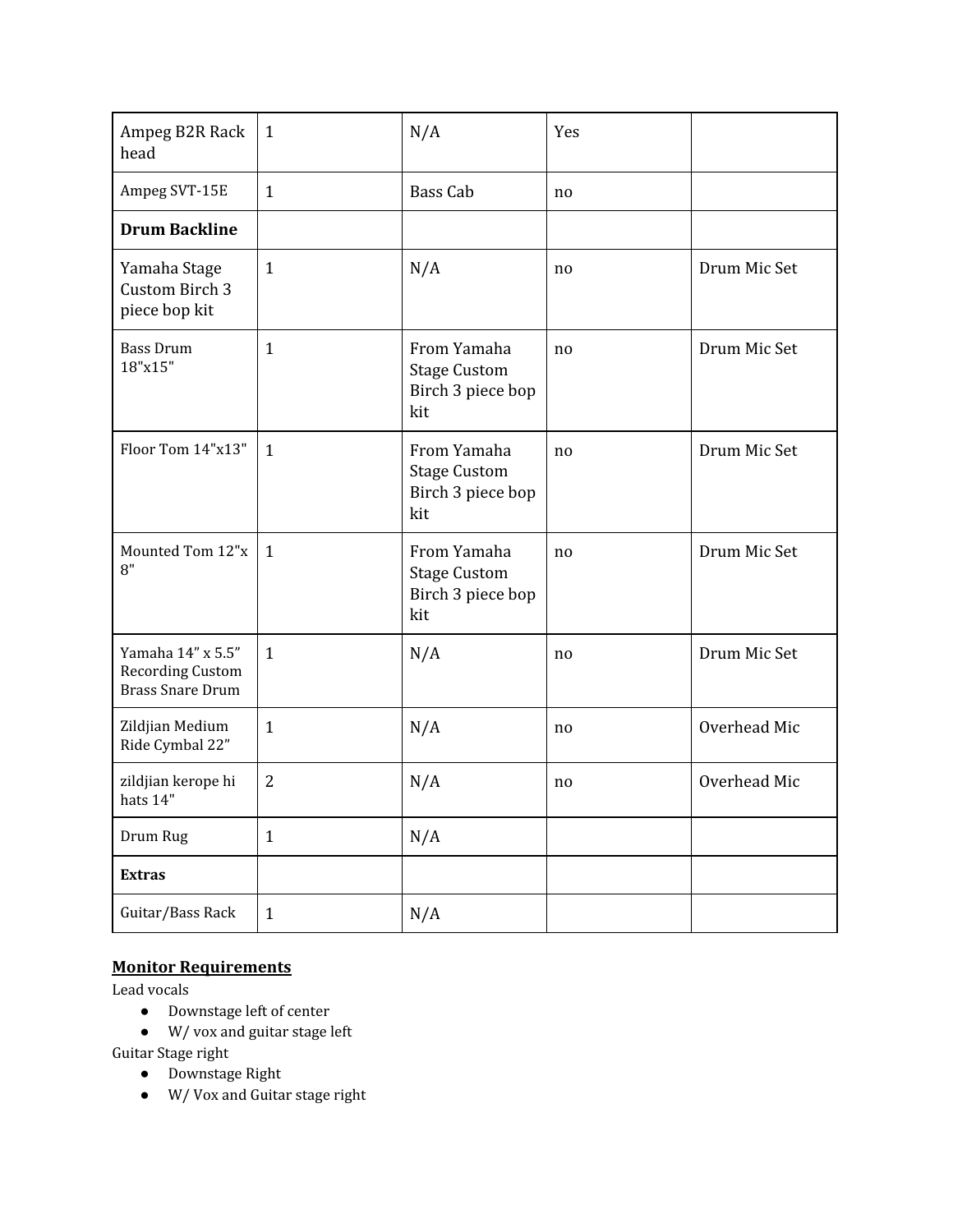| Ampeg B2R Rack head | 1 | N/A | Yes | |
|---|---|---|---|---|
| Ampeg SVT-15E | 1 | Bass Cab | no | |
| **Drum Backline** | | | | |
| Yamaha Stage Custom Birch 3 piece bop kit | 1 | N/A | no | Drum Mic Set |
| Bass Drum 18"x15" | 1 | From Yamaha Stage Custom Birch 3 piece bop kit | no | Drum Mic Set |
| Floor Tom 14"x13" | 1 | From Yamaha Stage Custom Birch 3 piece bop kit | no | Drum Mic Set |
| Mounted Tom 12"x 8" | 1 | From Yamaha Stage Custom Birch 3 piece bop kit | no | Drum Mic Set |
| Yamaha 14" x 5.5" Recording Custom Brass Snare Drum | 1 | N/A | no | Drum Mic Set |
| Zildjian Medium Ride Cymbal 22" | 1 | N/A | no | Overhead Mic |
| zildjian kerope hi hats 14" | 2 | N/A | no | Overhead Mic |
| Drum Rug | 1 | N/A | | |
| **Extras** | | | | |
| Guitar/Bass Rack | 1 | N/A | | |

## Monitor Requirements

Lead vocals

- Downstage left of center
- W/ vox and guitar stage left

Guitar Stage right

- Downstage Right
- W/ Vox and Guitar stage right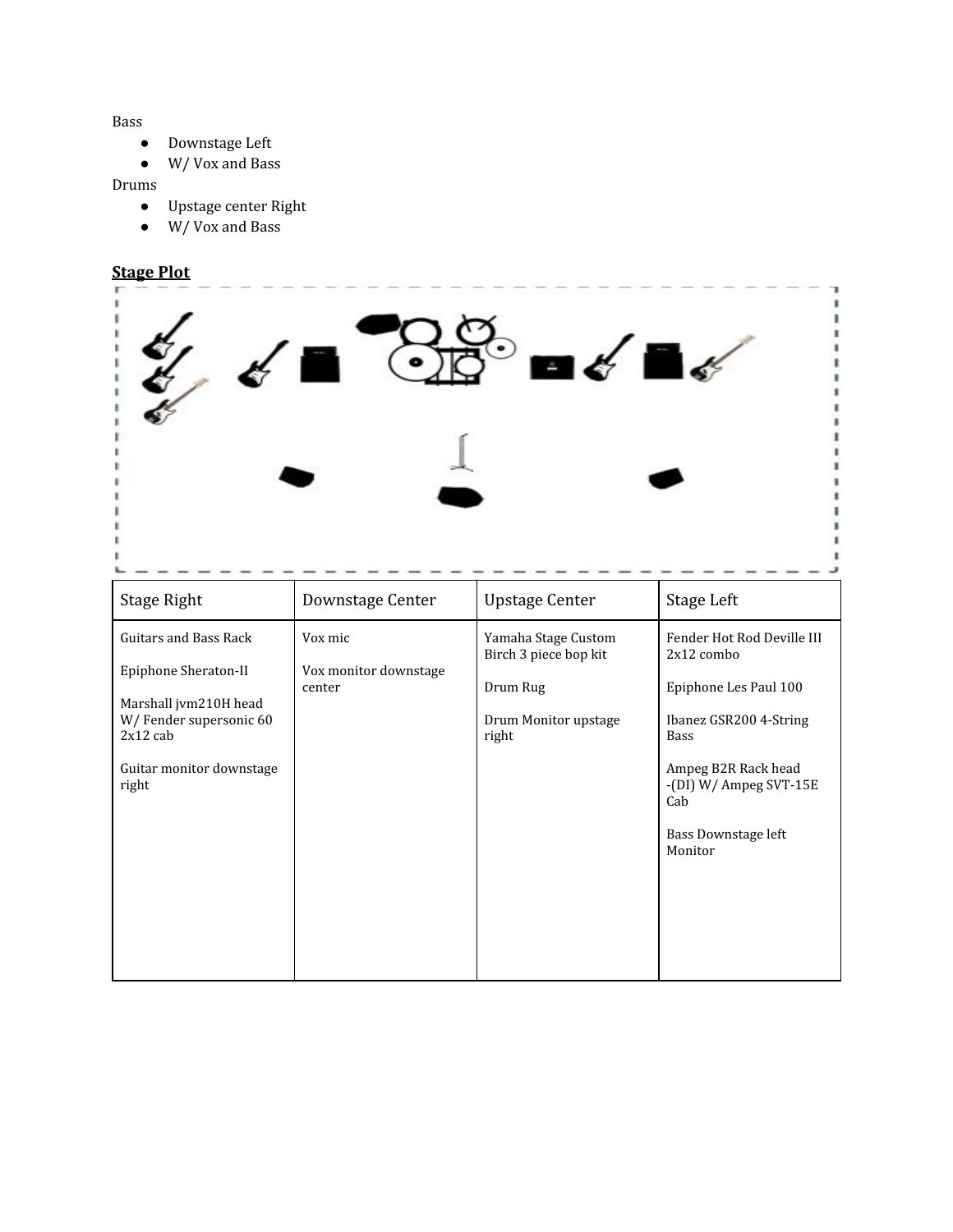Bass

- Downstage Left
- W/ Vox and Bass

Drums

- Upstage center Right
- W/ Vox and Bass

**Stage Plot**

| Stage Right | Downstage Center | Upstage Center | Stage Left |
|---|---|---|---|
| Guitars and Bass Rack<br><br>Epiphone Sheraton-II<br><br>Marshall jvm210H head W/ Fender supersonic 60 2x12 cab<br><br>Guitar monitor downstage right | Vox mic<br><br>Vox monitor downstage center | Yamaha Stage Custom Birch 3 piece bop kit<br><br>Drum Rug<br><br>Drum Monitor upstage right | Fender Hot Rod Deville III 2x12 combo<br><br>Epiphone Les Paul 100<br><br>Ibanez GSR200 4-String Bass<br><br>Ampeg B2R Rack head -(DI) W/ Ampeg SVT-15E Cab<br><br>Bass Downstage left Monitor |